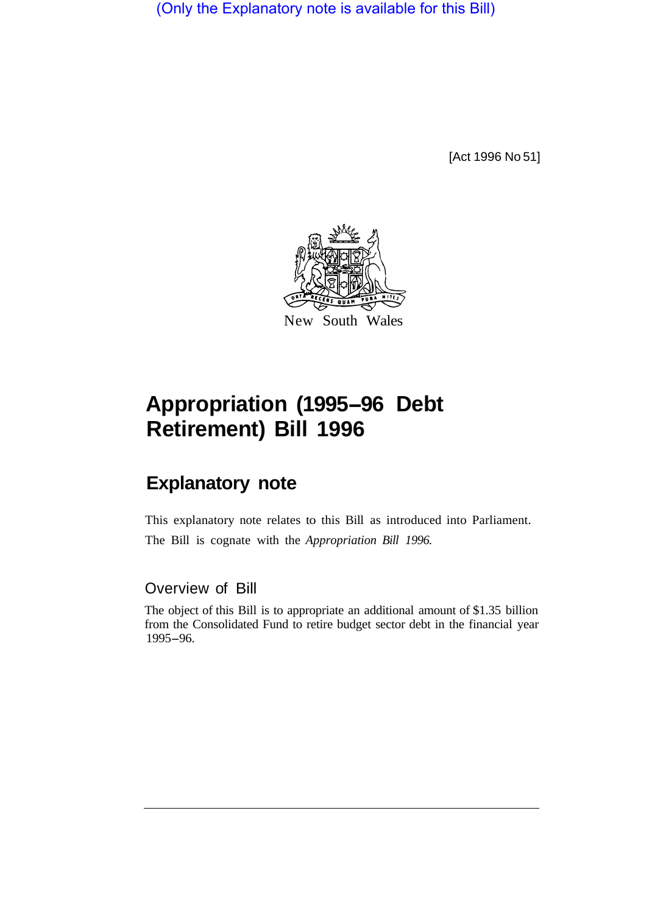(Only the Explanatory note is available for this Bill)

[Act 1996 No 51]

New South Wales

# Appropriation (1995–96 Debt Retirement) Bill 1996

## Explanatory note

This explanatory note relates to this Bill as introduced into Parliament. The Bill is cognate with the *Appropriation Bill 1996*.

### Overview of Bill

The object of this Bill is to appropriate an additional amount of $1.35 billion from the Consolidated Fund to retire budget sector debt in the financial year 1995–96.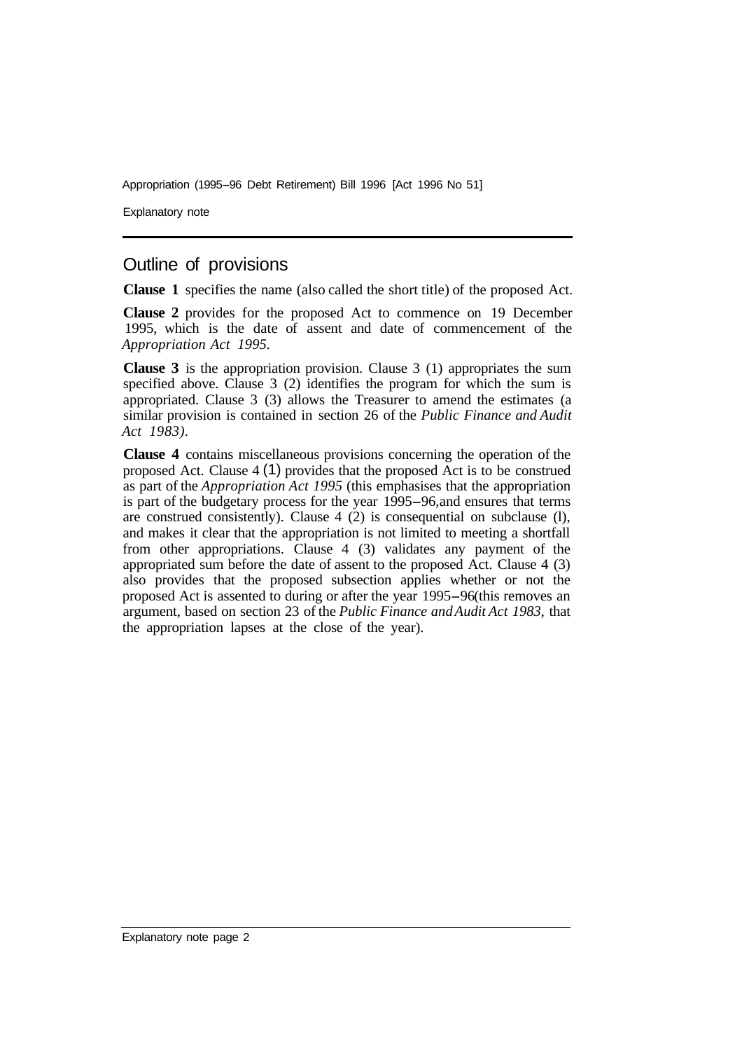## Outline of provisions

**Clause 1** specifies the name (also called the short title) of the proposed Act.

**Clause 2** provides for the proposed Act to commence on 19 December 1995, which is the date of assent and date of commencement of the *Appropriation Act 1995.*

**Clause 3** is the appropriation provision. Clause 3 (1) appropriates the sum specified above. Clause 3 (2) identifies the program for which the sum is appropriated. Clause 3 (3) allows the Treasurer to amend the estimates (a similar provision is contained in section 26 of the *Public Finance and Audit Act 1983).*

**Clause 4** contains miscellaneous provisions concerning the operation of the proposed Act. Clause 4 (1) provides that the proposed Act is to be construed as part of the *Appropriation Act 1995* (this emphasises that the appropriation is part of the budgetary process for the year 1995–96,and ensures that terms are construed consistently). Clause 4 (2) is consequential on subclause (l), and makes it clear that the appropriation is not limited to meeting a shortfall from other appropriations. Clause 4 (3) validates any payment of the appropriated sum before the date of assent to the proposed Act. Clause 4 (3) also provides that the proposed subsection applies whether or not the proposed Act is assented to during or after the year 1995–96(this removes an argument, based on section 23 of the *Public Finance and Audit Act 1983,* that the appropriation lapses at the close of the year).